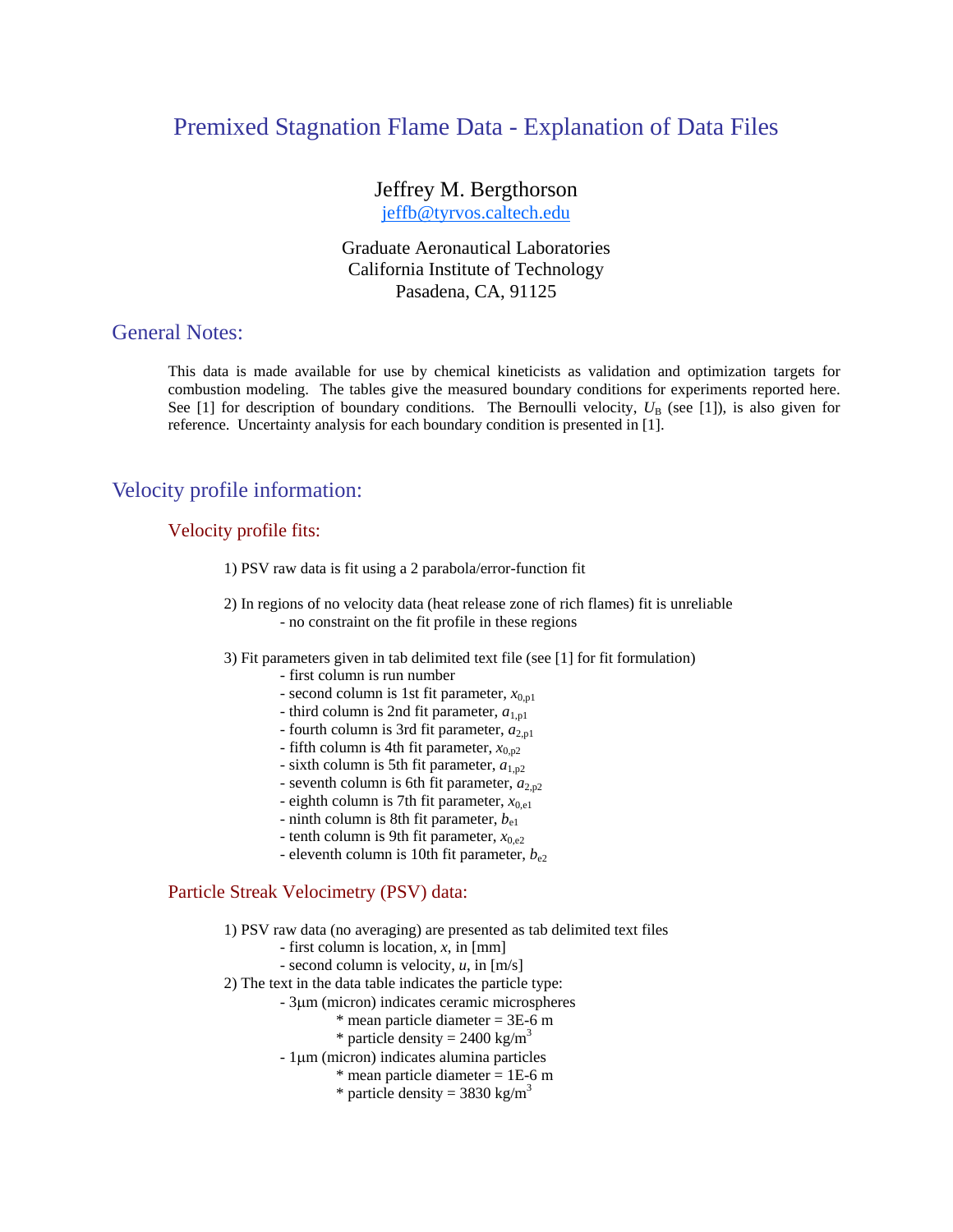# Premixed Stagnation Flame Data - Explanation of Data Files

Jeffrey M. Bergthorson
jeffb@tyrvos.caltech.edu

Graduate Aeronautical Laboratories
California Institute of Technology
Pasadena, CA, 91125

## General Notes:

This data is made available for use by chemical kineticists as validation and optimization targets for combustion modeling. The tables give the measured boundary conditions for experiments reported here. See [1] for description of boundary conditions. The Bernoulli velocity, $U_B$ (see [1]), is also given for reference. Uncertainty analysis for each boundary condition is presented in [1].

## Velocity profile information:

### Velocity profile fits:

1) PSV raw data is fit using a 2 parabola/error-function fit

2) In regions of no velocity data (heat release zone of rich flames) fit is unreliable
   - no constraint on the fit profile in these regions

3) Fit parameters given in tab delimited text file (see [1] for fit formulation)
   - first column is run number
   - second column is 1st fit parameter, $x_{0,p1}$
   - third column is 2nd fit parameter, $a_{1,p1}$
   - fourth column is 3rd fit parameter, $a_{2,p1}$
   - fifth column is 4th fit parameter, $x_{0,p2}$
   - sixth column is 5th fit parameter, $a_{1,p2}$
   - seventh column is 6th fit parameter, $a_{2,p2}$
   - eighth column is 7th fit parameter, $x_{0,e1}$
   - ninth column is 8th fit parameter, $b_{e1}$
   - tenth column is 9th fit parameter, $x_{0,e2}$
   - eleventh column is 10th fit parameter, $b_{e2}$

### Particle Streak Velocimetry (PSV) data:

1) PSV raw data (no averaging) are presented as tab delimited text files
   - first column is location, $x$, in [mm]
   - second column is velocity, $u$, in [m/s]

2) The text in the data table indicates the particle type:
   - 3μm (micron) indicates ceramic microspheres
     * mean particle diameter = 3E-6 m
     * particle density = 2400 kg/m$^3$
   - 1μm (micron) indicates alumina particles
     * mean particle diameter = 1E-6 m
     * particle density = 3830 kg/m$^3$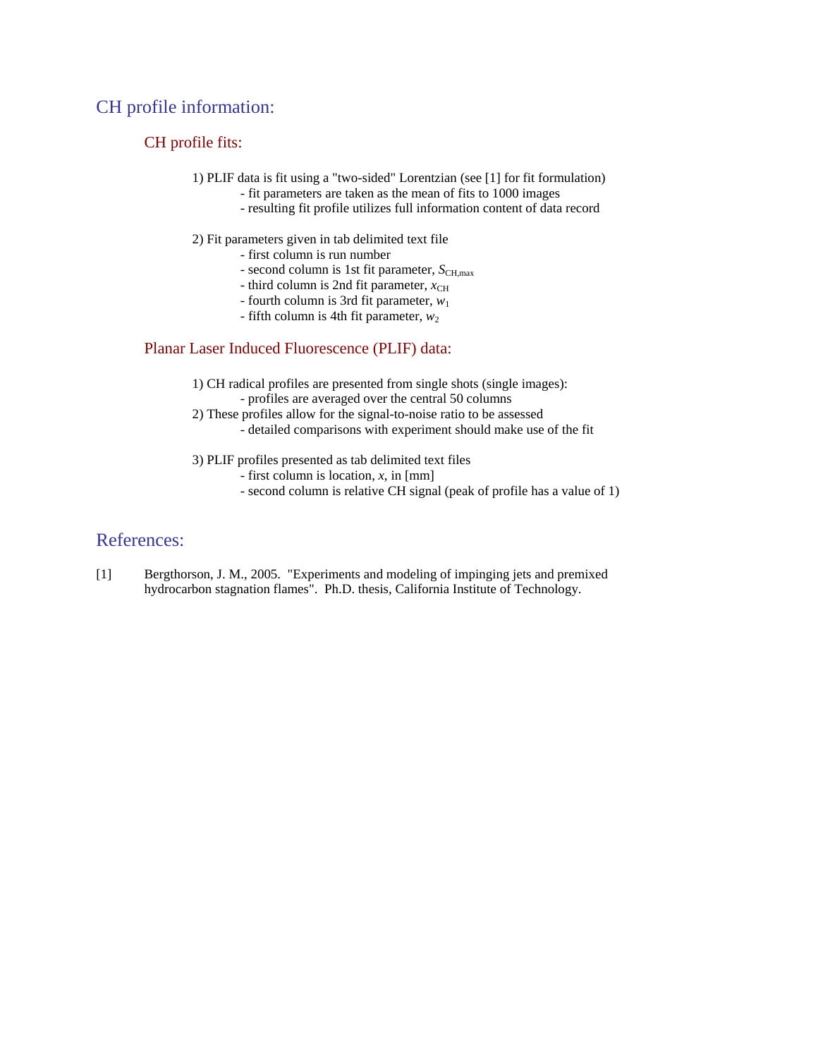# CH profile information:

## CH profile fits:

1) PLIF data is fit using a "two-sided" Lorentzian (see [1] for fit formulation)
   - fit parameters are taken as the mean of fits to 1000 images
   - resulting fit profile utilizes full information content of data record

2) Fit parameters given in tab delimited text file
   - first column is run number
   - second column is 1st fit parameter, $S_{CH,max}$
   - third column is 2nd fit parameter, $x_{CH}$
   - fourth column is 3rd fit parameter, $w_1$
   - fifth column is 4th fit parameter, $w_2$

## Planar Laser Induced Fluorescence (PLIF) data:

1) CH radical profiles are presented from single shots (single images):
   - profiles are averaged over the central 50 columns
2) These profiles allow for the signal-to-noise ratio to be assessed
   - detailed comparisons with experiment should make use of the fit

3) PLIF profiles presented as tab delimited text files
   - first column is location, $x$, in [mm]
   - second column is relative CH signal (peak of profile has a value of 1)

# References:

[1] Bergthorson, J. M., 2005. "Experiments and modeling of impinging jets and premixed hydrocarbon stagnation flames". Ph.D. thesis, California Institute of Technology.